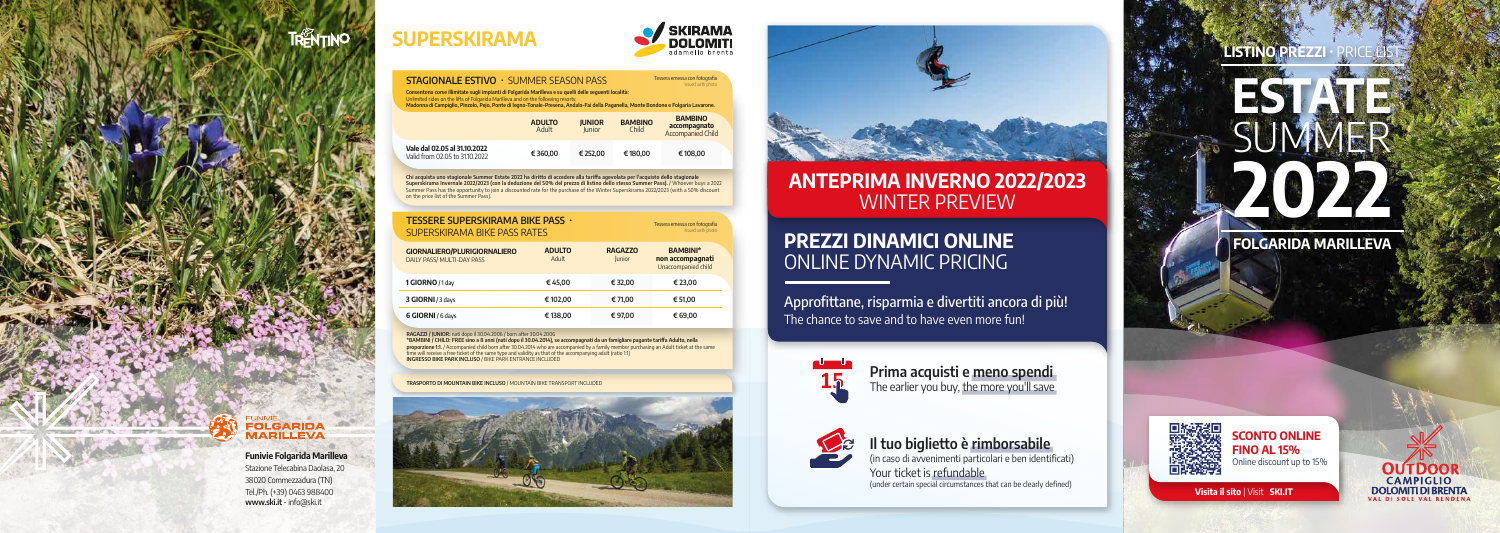TRENTINO

FUNIVIE FOLGARIDA MARILLEVA

**Funivie Folgarida Marilleva**
Stazione Telecabina Daolasa, 20
38020 Commezzadura (TN)
Tel./Ph. (+39) 0463 988400
**www.ski.it** - info@ski.it

# SUPERSKIRAMA

SKIRAMA DOLOMITI adamello brenta

## STAGIONALE ESTIVO · SUMMER SEASON PASS

Tessera emessa con fotografia / Issued with photo

**Consentono corse illimitate sugli impianti di Folgarida Marilleva e su quelli delle seguenti località:**
Unlimited rides on the lifts of Folgarida Marilleva and on the following resorts:
**Madonna di Campiglio, Pinzolo, Pejo, Ponte di legno-Tonale-Presena, Andalo-Fai della Paganella, Monte Bondone e Folgaria Lavarone.**

| | ADULTO Adult | JUNIOR Junior | BAMBINO Child | BAMBINO accompagnato Accompanied Child |
|---|---|---|---|---|
| Vale dal 02.05 al 31.10.2022 Valid from 02.05 to 31.10.2022 | € 360,00 | € 252,00 | € 180,00 | € 108,00 |

**Chi acquista uno stagionale Summer Estate 2022 ha diritto di accedere alla tariffa agevolata per l'acquisto dello stagionale Superskirama Invernale 2022/2023 (con la deduzione del 50% del prezzo di listino dello stesso Summer Pass).** / Whoever buys a 2022 Summer Pass has the opportunity to join a discounted rate for the purchase of the Winter Superskirama 2022/2023 (with a 50% discount on the price list of the Summer Pass).

## TESSERE SUPERSKIRAMA BIKE PASS · SUPERSKIRAMA BIKE PASS RATES

Tessera emessa con fotografia / Issued with photo

| GIORNALIERO/PLURIGIORNALIERO DAILY PASS/ MULTI-DAY PASS | ADULTO Adult | RAGAZZO Junior | BAMBINI* non accompagnati Unaccompanied child |
|---|---|---|---|
| **1 GIORNO** / 1 day | € 45,00 | € 32,00 | € 23,00 |
| **3 GIORNI** / 3 days | € 102,00 | € 71,00 | € 51,00 |
| **6 GIORNI** / 6 days | € 138,00 | € 97,00 | € 69,00 |

**RAGAZZI / JUNIOR:** nati dopo il 30.04.2006 / born after 30.04.2006
***BAMBINI / CHILD: FREE sino a 8 anni (nati dopo il 30.04.2014), se accompagnati da un famigliare pagante tariffa Adulto, nella proporzione 1:1.** / Accompanied child born after 30.04.2014 who are accompanied by a family member purchasing an Adult ticket at the same time will receive a free ticket of the same type and validity as that of the accompanying adult (ratio 1:1)
**INGRESSO BIKE PARK INCLUSO** / BIKE PARK ENTRANCE INCLUDED

**TRASPORTO DI MOUNTAIN BIKE INCLUSO** / MOUNTAIN BIKE TRANSPORT INCLUDED

## ANTEPRIMA INVERNO 2022/2023
## WINTER PREVIEW

## PREZZI DINAMICI ONLINE
## ONLINE DYNAMIC PRICING

Approfittane, risparmia e divertiti ancora di più!
The chance to save and to have even more fun!

**Prima acquisti e meno spendi**
The earlier you buy, the more you'll save

**Il tuo biglietto è rimborsabile**
(in caso di avvenimenti particolari e ben identificati)
Your ticket is refundable
(under certain special circumstances that can be clearly defined)

**LISTINO PREZZI** · PRICE LIST

# ESTATE SUMMER 2022

**FOLGARIDA MARILLEVA**

**SCONTO ONLINE FINO AL 15%**
Online discount up to 15%

**Visita il sito** | Visit **SKI.IT**

OUTDOOR CAMPIGLIO DOLOMITI DI BRENTA VAL DI SOLE VAL RENDENA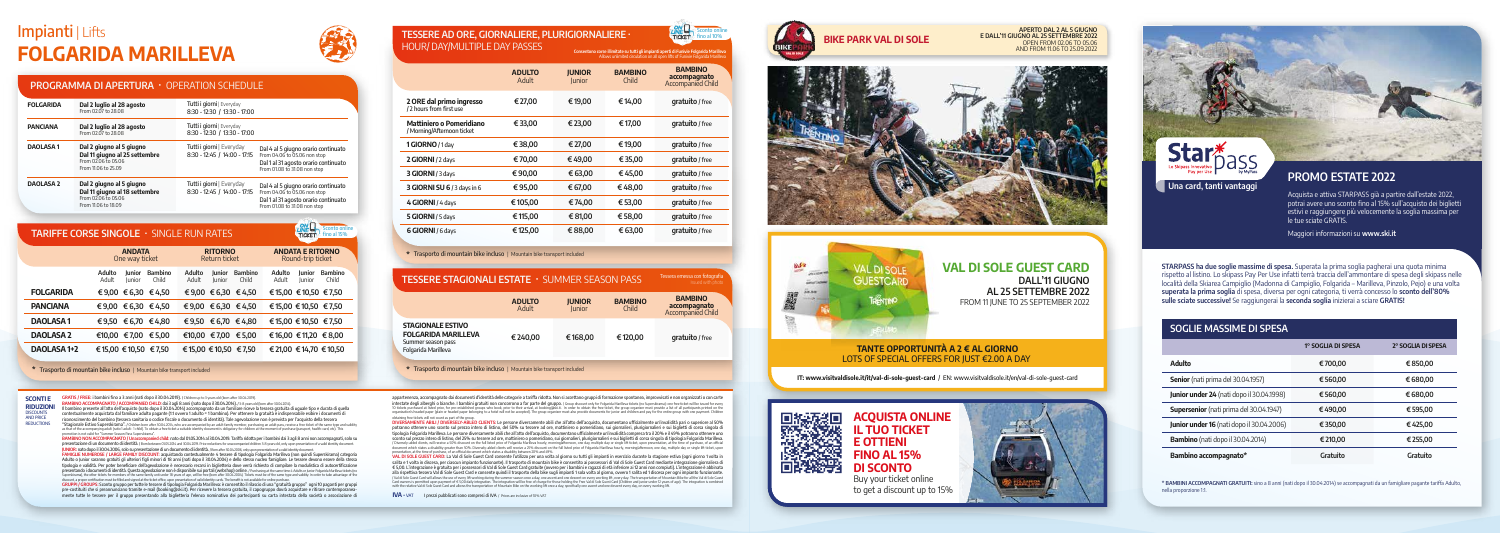# Impianti | Lifts
# FOLGARIDA MARILLEVA

## PROGRAMMA DI APERTURA · OPERATION SCHEDULE

| | | | |
|---|---|---|---|
| **FOLGARIDA** | Dal 2 luglio al 28 agosto<br>From 02.07 to 28.08 | Tutti i giorni \| Everyday<br>8:30 - 12:30 \| 13:30 - 17:00 | |
| **PANCIANA** | Dal 2 luglio al 28 agosto<br>From 02.07 to 28.08 | Tutti i giorni \| Everyday<br>8:30 - 12:30 \| 13:30 - 17:00 | |
| **DAOLASA 1** | Dal 2 giugno al 5 giugno<br>Dal 11 giugno al 25 settembre<br>From 02.06 to 05.06<br>From 11.06 to 25.09 | Tutti i giorni \| Everyday<br>8:30 - 12:45 \| 14:00 - 17:15 | Dal 4 al 5 giugno orario continuato<br>From 04.06 to 05.06 non stop<br>Dal 1 al 31 agosto orario continuato<br>From 01.08 to 31.08 non stop |
| **DAOLASA 2** | Dal 2 giugno al 5 giugno<br>Dal 11 giugno al 18 settembre<br>From 02.06 to 05.06<br>From 11.06 to 18.09 | Tutti i giorni \| Everyday<br>8:30 - 12:45 \| 14:00 - 17:15 | Dal 4 al 5 giugno orario continuato<br>From 04.06 to 05.06 non stop<br>Dal 1 al 31 agosto orario continuato<br>From 01.08 to 31.08 non stop |

## TARIFFE CORSE SINGOLE · SINGLE RUN RATES

Sconto online fino al 15%

| | ANDATA One way ticket | | | RITORNO Return ticket | | | ANDATA E RITORNO Round-trip ticket | | |
|---|---|---|---|---|---|---|---|---|---|
| | Adulto Adult | Junior Junior | Bambino Child | Adulto Adult | Junior Junior | Bambino Child | Adulto Adult | Junior Junior | Bambino Child |
| **FOLGARIDA** | € 9,00 | € 6,30 | € 4,50 | € 9,00 | € 6,30 | € 4,50 | € 15,00 | € 10,50 | € 7,50 |
| **PANCIANA** | € 9,00 | € 6,30 | € 4,50 | € 9,00 | € 6,30 | € 4,50 | € 15,00 | € 10,50 | € 7,50 |
| **DAOLASA 1** | € 9,50 | € 6,70 | € 4,80 | € 9,50 | € 6,70 | € 4,80 | € 15,00 | € 10,50 | € 7,50 |
| **DAOLASA 2** | €10,00 | € 7,00 | € 5,00 | €10,00 | € 7,00 | € 5,00 | € 16,00 | € 11,20 | € 8,00 |
| **DAOLASA 1+2** | € 15,00 | € 10,50 | € 7,50 | € 15,00 | € 10,50 | € 7,50 | € 21,00 | € 14,70 | € 10,50 |

\* Trasporto di mountain bike incluso | Mountain bike transport included

## TESSERE AD ORE, GIORNALIERE, PLURIGIORNALIERE · HOUR/ DAY/MULTIPLE DAY PASSES

Sconto online fino al 10%

Consentono corse illimitate su tutti gli impianti aperti di Folgarida Marilleva
Allows unlimited circulation on all open lifts of Folgarida Marilleva

| | ADULTO Adult | JUNIOR Junior | BAMBINO Child | BAMBINO accompagnato Accompanied Child |
|---|---|---|---|---|
| **2 ORE dal primo ingresso** / 2 hours from first use | € 27,00 | € 19,00 | € 14,00 | gratuito \| free |
| **Mattiniero o Pomeridiano** / Morning/Afternoon ticket | € 33,00 | € 23,00 | € 17,00 | gratuito \| free |
| **1 GIORNO** / 1 day | € 38,00 | € 27,00 | € 19,00 | gratuito \| free |
| **2 GIORNI** / 2 days | € 70,00 | € 49,00 | € 35,00 | gratuito \| free |
| **3 GIORNI** / 3 days | € 90,00 | € 63,00 | € 45,00 | gratuito \| free |
| **3 GIORNI SU 6** / 3 days in 6 | € 95,00 | € 67,00 | € 48,00 | gratuito \| free |
| **4 GIORNI** / 4 days | € 105,00 | € 74,00 | € 53,00 | gratuito \| free |
| **5 GIORNI** / 5 days | € 115,00 | € 81,00 | € 58,00 | gratuito \| free |
| **6 GIORNI** / 6 days | € 125,00 | € 88,00 | € 63,00 | gratuito \| free |

\* Trasporto di mountain bike incluso | Mountain bike transport included

## TESSERE STAGIONALI ESTATE · SUMMER SEASON PASS

Tessera emessa con fotografia

| | ADULTO Adult | JUNIOR Junior | BAMBINO Child | BAMBINO accompagnato Accompanied Child |
|---|---|---|---|---|
| **STAGIONALE ESTIVO FOLGARIDA MARILLEVA** Summer season pass Folgarida Marilleva | € 240,00 | € 168,00 | € 120,00 | gratuito \| free |

\* Trasporto di mountain bike incluso | Mountain bike transport included

## SCONTI E RIDUZIONI · DISCOUNTS AND PRICE REDUCTIONS

**GRATIS / FREE:** i bambini fino a 3 anni (nati dopo il 30.04.2019). | Children up to 3 years old (born after 30.04.2019).

**BAMBINO ACCOMPAGNATO / ACCOMPANIED CHILD:** da 3 agli 8 anni (nati dopo il 30.04.2014) accompagnati da un familiare ...

**IVA** – VAT · I prezzi pubblicati sono comprensivi di IVA | Prices are inclusive of 10% VAT

## BIKE PARK VAL DI SOLE

APERTO DAL 2 AL 5 GIUGNO E DALL'11 GIUGNO AL 25 SETTEMBRE 2022
OPEN FROM 02.06 TO 05.06 AND FROM 11.06 TO 25.09.2022

## VAL DI SOLE GUEST CARD
**DALL'11 GIUGNO AL 25 SETTEMBRE 2022**
FROM 11 JUNE TO 25 SEPTEMBER 2022

**TANTE OPPORTUNITÀ A 2 € AL GIORNO**
LOTS OF SPECIAL OFFERS FOR JUST €2.00 A DAY

**IT:** www.visitvaldisole.it/it/val-di-sole-guest-card / **EN:** www.visitvaldisole.it/en/val-di-sole-guest-card

## ACQUISTA ONLINE IL TUO TICKET E OTTIENI FINO AL 15% DI SCONTO
Buy your ticket online to get a discount up to 15%

## PROMO ESTATE 2022

Una card, tanti vantaggi

Acquista e attiva STARPASS già a partire dall'estate 2022, potrai avere uno sconto fino al 15% sull'acquisto dei biglietti estivi e raggiungere più velocemente la soglia massima per le tue sciate GRATIS.

Maggiori informazioni su **www.ski.it**

**STARPASS ha due soglie massime di spesa.** Superata la prima soglia pagherai una quota minima rispetto al listino. Lo skipass Pay Per Use infatti terrà traccia dell'ammontare di spesa degli skipass nelle località della Skiarea Campiglio (Madonna di Campiglio, Folgarida – Marilleva, Pinzolo, Pejo) e una volta **superata la prima soglia** di spesa, diversa per ogni categoria, ti verrà concesso lo **sconto dell'80% sulle sciate successive!** Se raggiungerai la **seconda soglia** inizierai a sciare **GRATIS!**

## SOGLIE MASSIME DI SPESA

| | 1ª SOGLIA DI SPESA | 2ª SOGLIA DI SPESA |
|---|---|---|
| **Adulto** | € 700,00 | € 850,00 |
| **Senior** (nati prima del 30.04.1957) | € 560,00 | € 680,00 |
| **Junior under 24** (nati dopo il 30.04.1998) | € 560,00 | € 680,00 |
| **Supersenior** (nati prima del 30.04.1947) | € 490,00 | € 595,00 |
| **Junior under 16** (nati dopo il 30.04.2006) | € 350,00 | € 425,00 |
| **Bambino** (nati dopo il 30.04.2014) | € 210,00 | € 255,00 |
| **Bambino accompagnato\*** | Gratuito | Gratuito |

\* BAMBINI ACCOMPAGNATI GRATUITI: sino a 8 anni (nati dopo il 30.04.2014) se accompagnati da un famigliare pagante tariffa Adulto, nella proporzione 1:1.